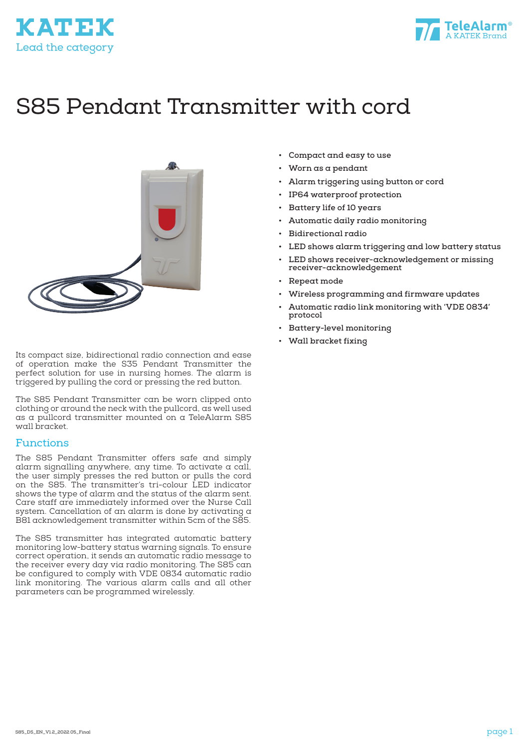KATEK
Lead the category

TeleAlarm®
A KATEK Brand

# S85 Pendant Transmitter with cord

- Compact and easy to use
- Worn as a pendant
- Alarm triggering using button or cord
- IP64 waterproof protection
- Battery life of 10 years
- Automatic daily radio monitoring
- Bidirectional radio
- LED shows alarm triggering and low battery status
- LED shows receiver-acknowledgement or missing receiver-acknowledgement
- Repeat mode
- Wireless programming and firmware updates
- Automatic radio link monitoring with 'VDE 0834' protocol
- Battery-level monitoring
- Wall bracket fixing

Its compact size, bidirectional radio connection and ease of operation make the S35 Pendant Transmitter the perfect solution for use in nursing homes. The alarm is triggered by pulling the cord or pressing the red button.

The S85 Pendant Transmitter can be worn clipped onto clothing or around the neck with the pullcord, as well used as a pullcord transmitter mounted on a TeleAlarm S85 wall bracket.

## Functions

The S85 Pendant Transmitter offers safe and simply alarm signalling anywhere, any time. To activate a call, the user simply presses the red button or pulls the cord on the S85. The transmitter's tri-colour LED indicator shows the type of alarm and the status of the alarm sent. Care staff are immediately informed over the Nurse Call system. Cancellation of an alarm is done by activating a B81 acknowledgement transmitter within 5cm of the S85.

The S85 transmitter has integrated automatic battery monitoring low-battery status warning signals. To ensure correct operation, it sends an automatic radio message to the receiver every day via radio monitoring. The S85 can be configured to comply with VDE 0834 automatic radio link monitoring. The various alarm calls and all other parameters can be programmed wirelessly.

S85_DS_EN_V1.2_2022.05_Final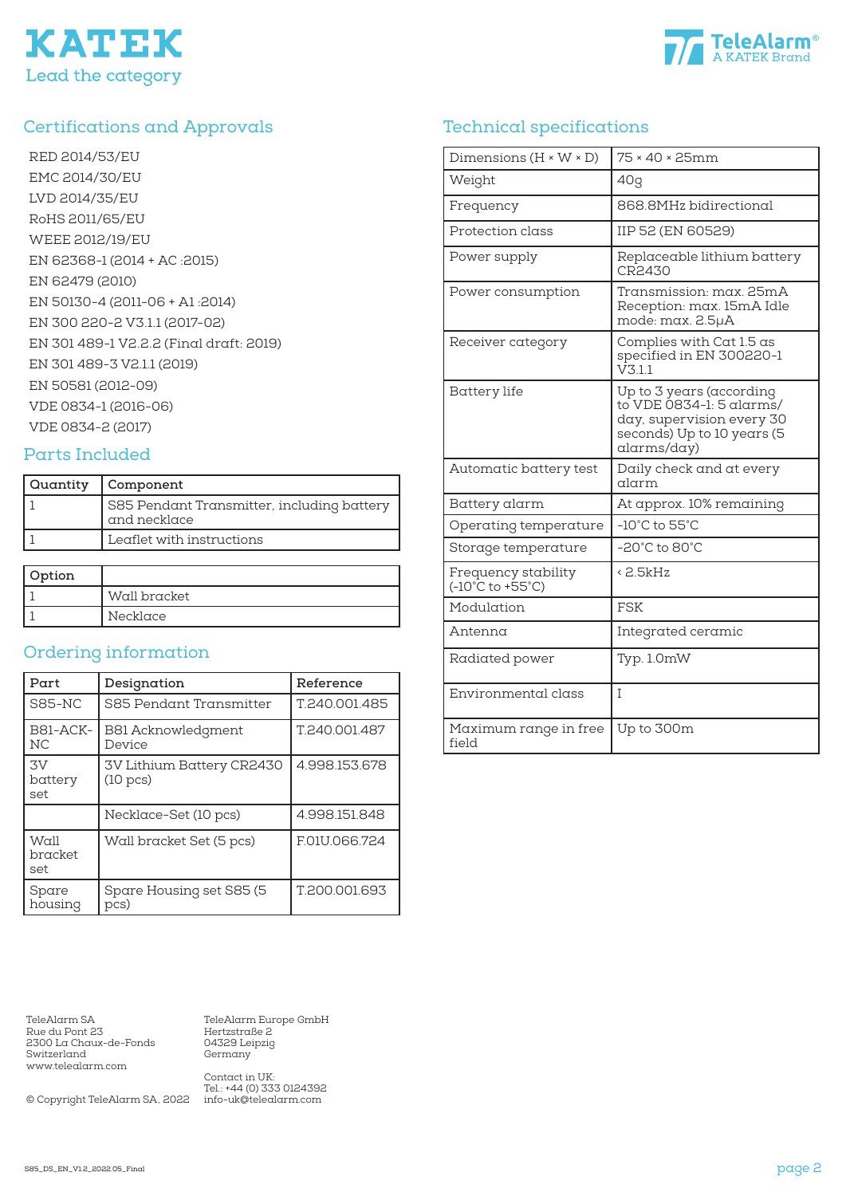KATEK
Lead the category

TeleAlarm®
A KATEK Brand

## Certifications and Approvals

RED 2014/53/EU
EMC 2014/30/EU
LVD 2014/35/EU
RoHS 2011/65/EU
WEEE 2012/19/EU
EN 62368-1 (2014 + AC :2015)
EN 62479 (2010)
EN 50130-4 (2011-06 + A1 :2014)
EN 300 220-2 V3.1.1 (2017-02)
EN 301 489-1 V2.2.2 (Final draft: 2019)
EN 301 489-3 V2.1.1 (2019)
EN 50581 (2012-09)
VDE 0834-1 (2016-06)
VDE 0834-2 (2017)

## Parts Included

| Quantity | Component |
|---|---|
| 1 | S85 Pendant Transmitter, including battery and necklace |
| 1 | Leaflet with instructions |

| Option | |
|---|---|
| 1 | Wall bracket |
| 1 | Necklace |

## Ordering information

| Part | Designation | Reference |
|---|---|---|
| S85-NC | S85 Pendant Transmitter | T.240.001.485 |
| B81-ACK-NC | B81 Acknowledgment Device | T.240.001.487 |
| 3V battery set | 3V Lithium Battery CR2430 (10 pcs) | 4.998.153.678 |
| | Necklace-Set (10 pcs) | 4.998.151.848 |
| Wall bracket set | Wall bracket Set (5 pcs) | F.01U.066.724 |
| Spare housing | Spare Housing set S85 (5 pcs) | T.200.001.693 |

## Technical specifications

| | |
|---|---|
| Dimensions (H × W × D) | 75 × 40 × 25mm |
| Weight | 40g |
| Frequency | 868.8MHz bidirectional |
| Protection class | IIP 52 (EN 60529) |
| Power supply | Replaceable lithium battery CR2430 |
| Power consumption | Transmission: max. 25mA Reception: max. 15mA Idle mode: max. 2.5μA |
| Receiver category | Complies with Cat 1.5 as specified in EN 300220-1 V3.1.1 |
| Battery life | Up to 3 years (according to VDE 0834-1: 5 alarms/day, supervision every 30 seconds) Up to 10 years (5 alarms/day) |
| Automatic battery test | Daily check and at every alarm |
| Battery alarm | At approx. 10% remaining |
| Operating temperature | -10°C to 55°C |
| Storage temperature | -20°C to 80°C |
| Frequency stability (-10°C to +55°C) | < 2.5kHz |
| Modulation | FSK |
| Antenna | Integrated ceramic |
| Radiated power | Typ. 1.0mW |
| Environmental class | I |
| Maximum range in free field | Up to 300m |

TeleAlarm SA
Rue du Pont 23
2300 La Chaux-de-Fonds
Switzerland
www.telealarm.com

TeleAlarm Europe GmbH
Hertzstraße 2
04329 Leipzig
Germany

Contact in UK:
Tel.: +44 (0) 333 0124392
info-uk@telealarm.com

© Copyright TeleAlarm SA, 2022

S85_DS_EN_V1.2_2022.05_Final